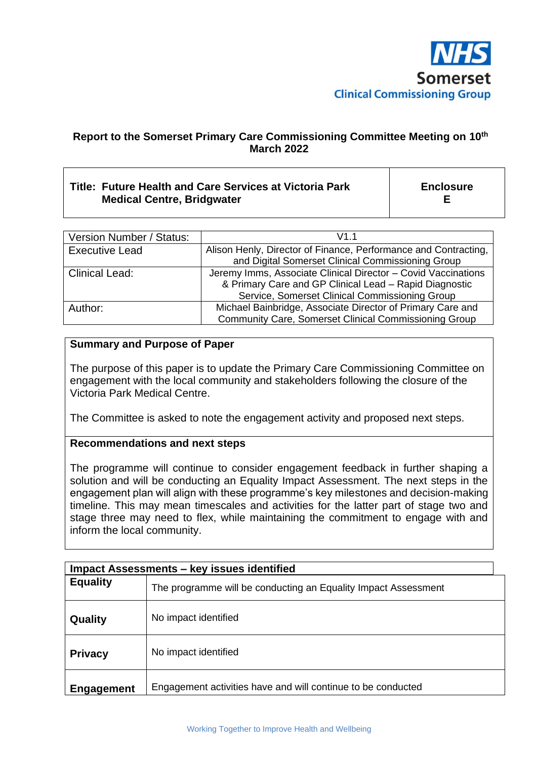NHS Somerset Clinical Commissioning Group

**Report to the Somerset Primary Care Commissioning Committee Meeting on 10th March 2022**

| **Title: Future Health and Care Services at Victoria Park Medical Centre, Bridgwater** | **Enclosure E** |
|---|---|

| Version Number / Status: | V1.1 |
|---|---|
| Executive Lead | Alison Henly, Director of Finance, Performance and Contracting, and Digital Somerset Clinical Commissioning Group |
| Clinical Lead: | Jeremy Imms, Associate Clinical Director – Covid Vaccinations & Primary Care and GP Clinical Lead – Rapid Diagnostic Service, Somerset Clinical Commissioning Group |
| Author: | Michael Bainbridge, Associate Director of Primary Care and Community Care, Somerset Clinical Commissioning Group |

**Summary and Purpose of Paper**

The purpose of this paper is to update the Primary Care Commissioning Committee on engagement with the local community and stakeholders following the closure of the Victoria Park Medical Centre.

The Committee is asked to note the engagement activity and proposed next steps.

**Recommendations and next steps**

The programme will continue to consider engagement feedback in further shaping a solution and will be conducting an Equality Impact Assessment. The next steps in the engagement plan will align with these programme's key milestones and decision-making timeline. This may mean timescales and activities for the latter part of stage two and stage three may need to flex, while maintaining the commitment to engage with and inform the local community.

| **Impact Assessments – key issues identified** | |
|---|---|
| **Equality** | The programme will be conducting an Equality Impact Assessment |
| **Quality** | No impact identified |
| **Privacy** | No impact identified |
| **Engagement** | Engagement activities have and will continue to be conducted |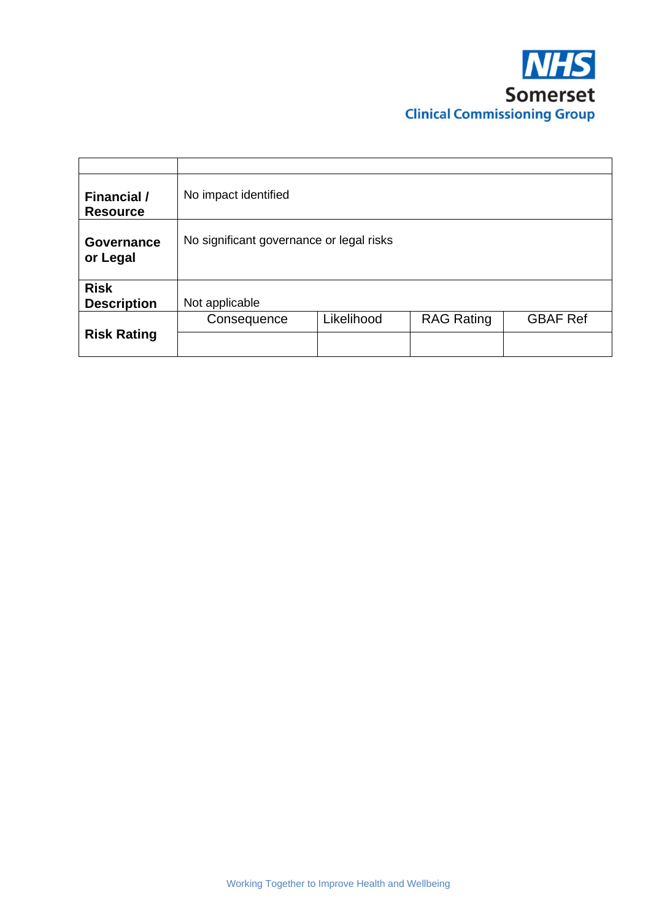| | | | | |
|---|---|---|---|---|
| **Financial / Resource** | No impact identified | | | |
| **Governance or Legal** | No significant governance or legal risks | | | |
| **Risk Description** | Not applicable | | | |
| **Risk Rating** | Consequence | Likelihood | RAG Rating | GBAF Ref |
| | | | | |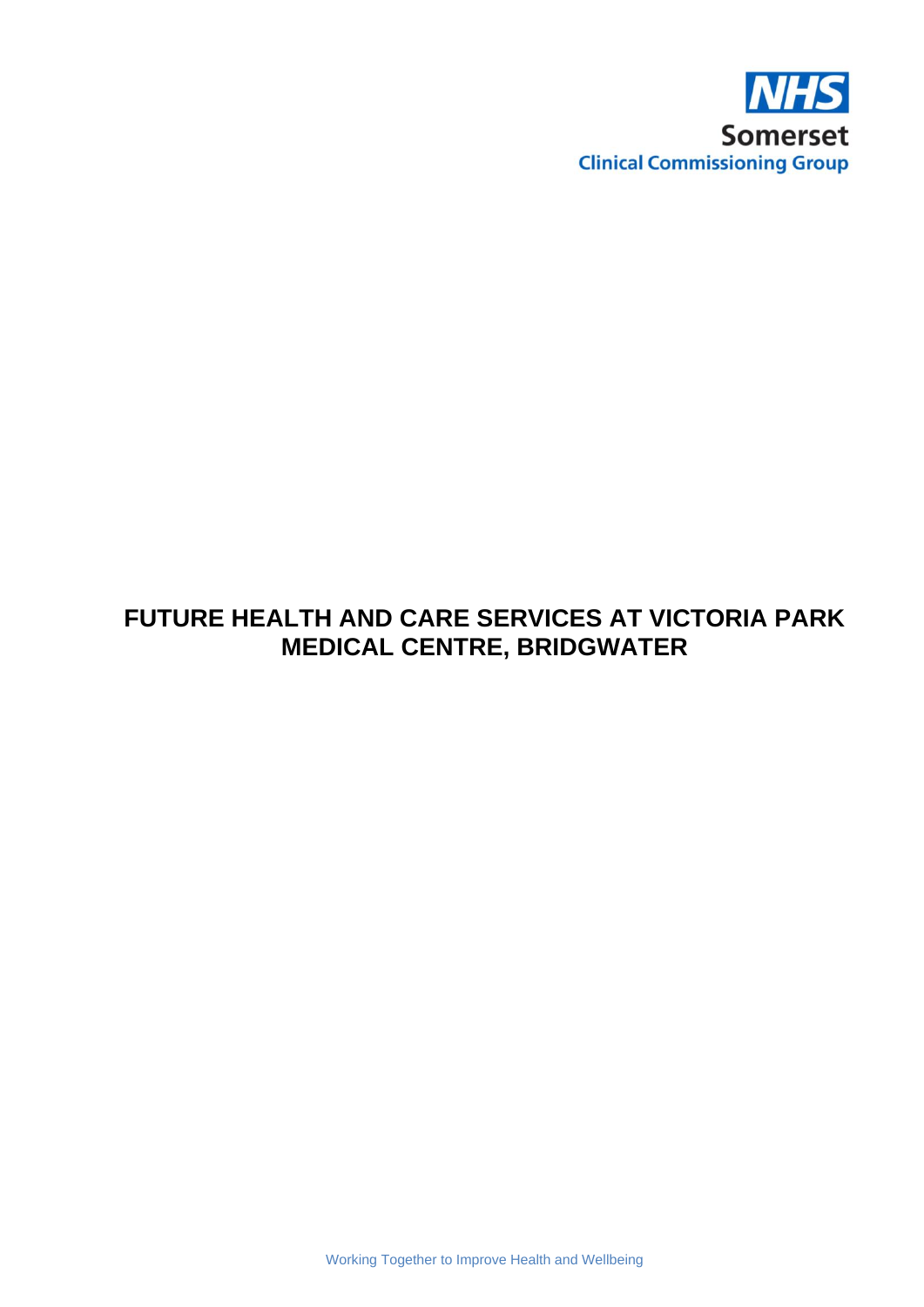NHS
Somerset
Clinical Commissioning Group

# FUTURE HEALTH AND CARE SERVICES AT VICTORIA PARK MEDICAL CENTRE, BRIDGWATER

Working Together to Improve Health and Wellbeing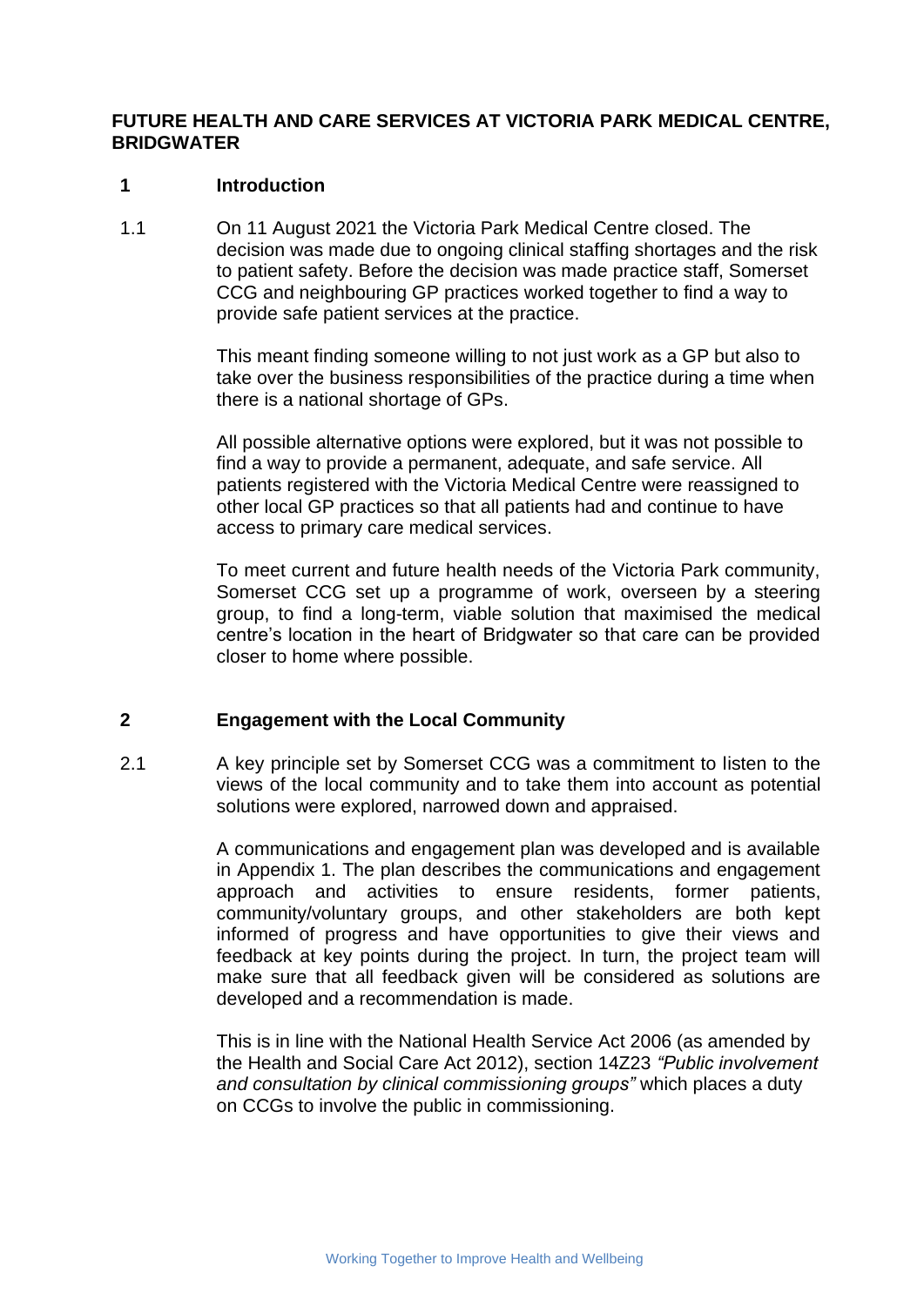# FUTURE HEALTH AND CARE SERVICES AT VICTORIA PARK MEDICAL CENTRE, BRIDGWATER

## 1 Introduction

1.1 On 11 August 2021 the Victoria Park Medical Centre closed. The decision was made due to ongoing clinical staffing shortages and the risk to patient safety. Before the decision was made practice staff, Somerset CCG and neighbouring GP practices worked together to find a way to provide safe patient services at the practice.

This meant finding someone willing to not just work as a GP but also to take over the business responsibilities of the practice during a time when there is a national shortage of GPs.

All possible alternative options were explored, but it was not possible to find a way to provide a permanent, adequate, and safe service. All patients registered with the Victoria Medical Centre were reassigned to other local GP practices so that all patients had and continue to have access to primary care medical services.

To meet current and future health needs of the Victoria Park community, Somerset CCG set up a programme of work, overseen by a steering group, to find a long-term, viable solution that maximised the medical centre's location in the heart of Bridgwater so that care can be provided closer to home where possible.

## 2 Engagement with the Local Community

2.1 A key principle set by Somerset CCG was a commitment to listen to the views of the local community and to take them into account as potential solutions were explored, narrowed down and appraised.

A communications and engagement plan was developed and is available in Appendix 1. The plan describes the communications and engagement approach and activities to ensure residents, former patients, community/voluntary groups, and other stakeholders are both kept informed of progress and have opportunities to give their views and feedback at key points during the project. In turn, the project team will make sure that all feedback given will be considered as solutions are developed and a recommendation is made.

This is in line with the National Health Service Act 2006 (as amended by the Health and Social Care Act 2012), section 14Z23 *"Public involvement and consultation by clinical commissioning groups"* which places a duty on CCGs to involve the public in commissioning.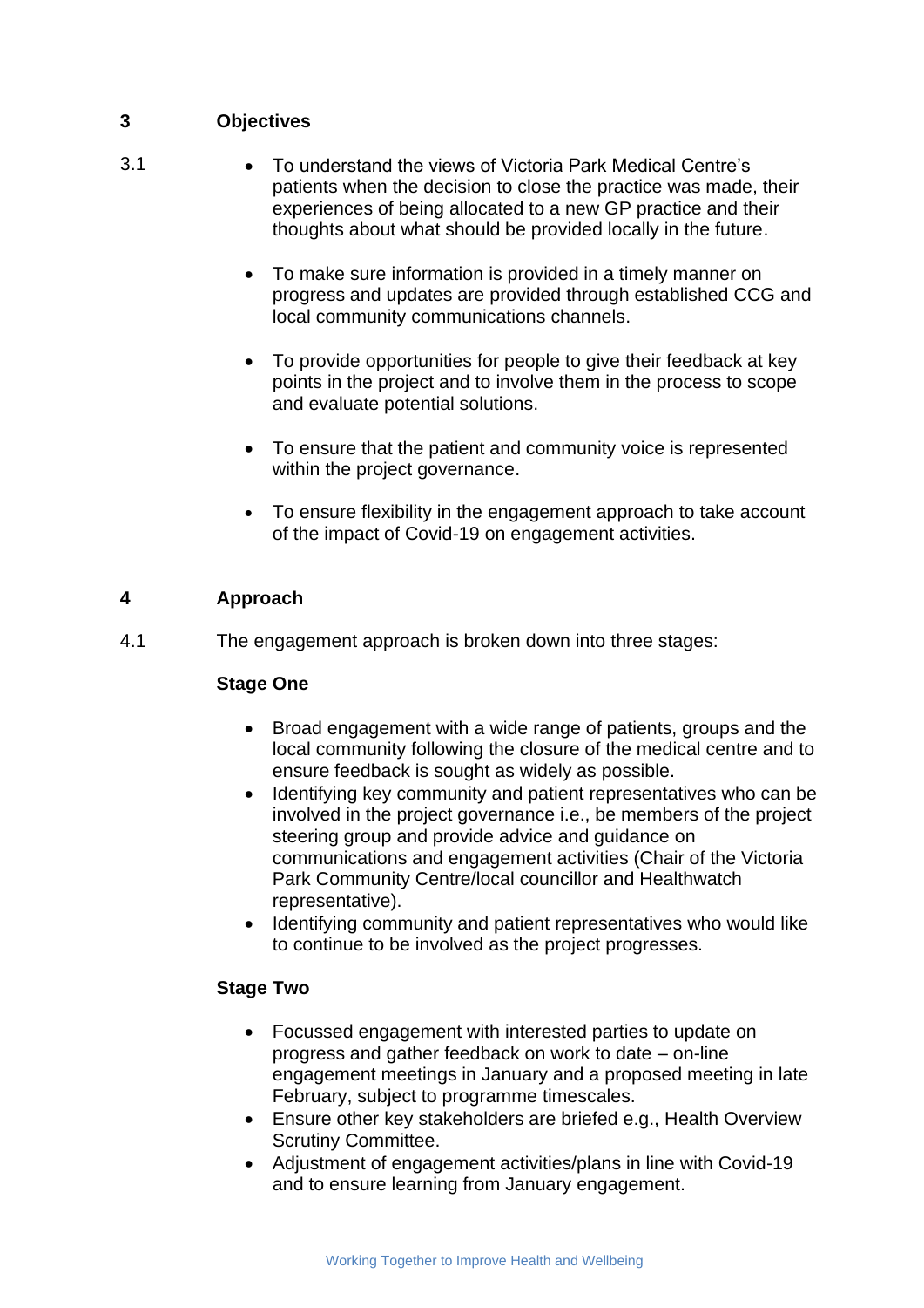## 3 Objectives

3.1

- To understand the views of Victoria Park Medical Centre's patients when the decision to close the practice was made, their experiences of being allocated to a new GP practice and their thoughts about what should be provided locally in the future.

- To make sure information is provided in a timely manner on progress and updates are provided through established CCG and local community communications channels.

- To provide opportunities for people to give their feedback at key points in the project and to involve them in the process to scope and evaluate potential solutions.

- To ensure that the patient and community voice is represented within the project governance.

- To ensure flexibility in the engagement approach to take account of the impact of Covid-19 on engagement activities.

## 4 Approach

4.1 The engagement approach is broken down into three stages:

**Stage One**

- Broad engagement with a wide range of patients, groups and the local community following the closure of the medical centre and to ensure feedback is sought as widely as possible.
- Identifying key community and patient representatives who can be involved in the project governance i.e., be members of the project steering group and provide advice and guidance on communications and engagement activities (Chair of the Victoria Park Community Centre/local councillor and Healthwatch representative).
- Identifying community and patient representatives who would like to continue to be involved as the project progresses.

**Stage Two**

- Focussed engagement with interested parties to update on progress and gather feedback on work to date – on-line engagement meetings in January and a proposed meeting in late February, subject to programme timescales.
- Ensure other key stakeholders are briefed e.g., Health Overview Scrutiny Committee.
- Adjustment of engagement activities/plans in line with Covid-19 and to ensure learning from January engagement.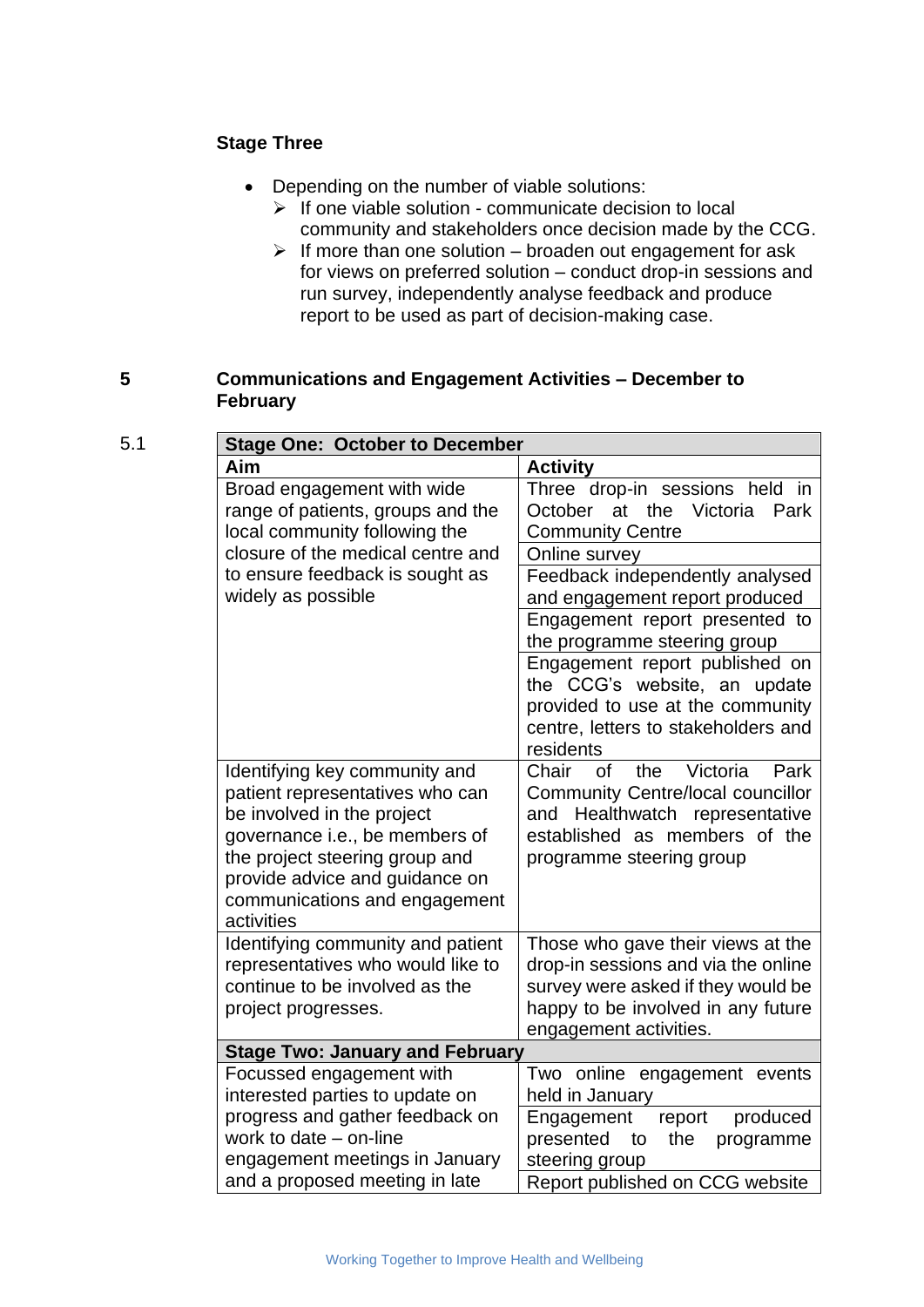**Stage Three**

- Depending on the number of viable solutions:
  - If one viable solution - communicate decision to local community and stakeholders once decision made by the CCG.
  - If more than one solution – broaden out engagement for ask for views on preferred solution – conduct drop-in sessions and run survey, independently analyse feedback and produce report to be used as part of decision-making case.

## 5 Communications and Engagement Activities – December to February

5.1

| **Stage One: October to December** | |
|---|---|
| **Aim** | **Activity** |
| Broad engagement with wide range of patients, groups and the local community following the closure of the medical centre and to ensure feedback is sought as widely as possible | Three drop-in sessions held in October at the Victoria Park Community Centre |
| | Online survey |
| | Feedback independently analysed and engagement report produced |
| | Engagement report presented to the programme steering group |
| | Engagement report published on the CCG's website, an update provided to use at the community centre, letters to stakeholders and residents |
| Identifying key community and patient representatives who can be involved in the project governance i.e., be members of the project steering group and provide advice and guidance on communications and engagement activities | Chair of the Victoria Park Community Centre/local councillor and Healthwatch representative established as members of the programme steering group |
| Identifying community and patient representatives who would like to continue to be involved as the project progresses. | Those who gave their views at the drop-in sessions and via the online survey were asked if they would be happy to be involved in any future engagement activities. |
| **Stage Two: January and February** | |
| Focussed engagement with interested parties to update on progress and gather feedback on work to date – on-line engagement meetings in January and a proposed meeting in late | Two online engagement events held in January |
| | Engagement report produced presented to the programme steering group |
| | Report published on CCG website |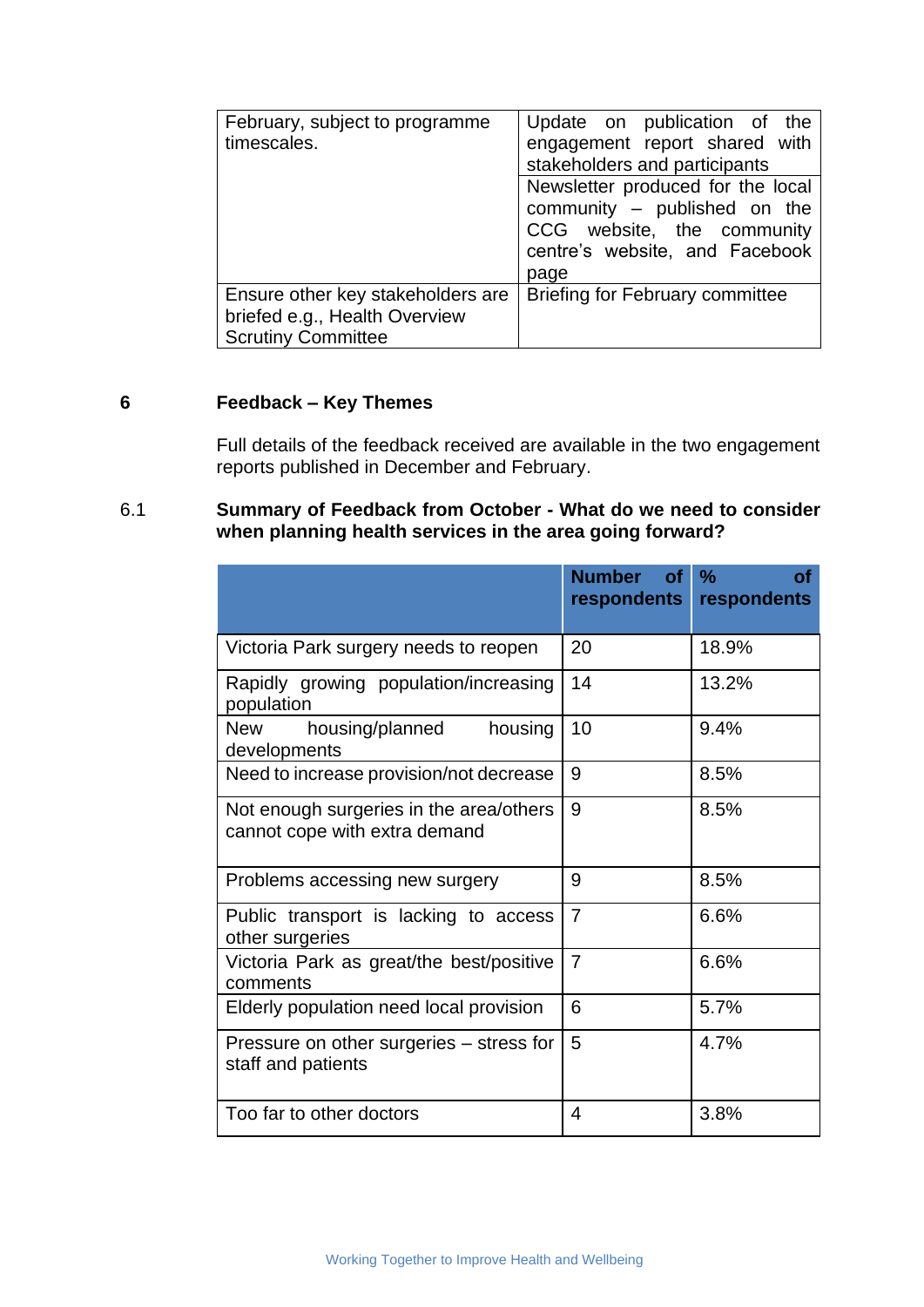| | |
|---|---|
| February, subject to programme timescales. | Update on publication of the engagement report shared with stakeholders and participants |
| | Newsletter produced for the local community – published on the CCG website, the community centre's website, and Facebook page |
| Ensure other key stakeholders are briefed e.g., Health Overview Scrutiny Committee | Briefing for February committee |

## 6 Feedback – Key Themes

Full details of the feedback received are available in the two engagement reports published in December and February.

### 6.1 Summary of Feedback from October - What do we need to consider when planning health services in the area going forward?

| | Number of respondents | % of respondents |
|---|---|---|
| Victoria Park surgery needs to reopen | 20 | 18.9% |
| Rapidly growing population/increasing population | 14 | 13.2% |
| New housing/planned housing developments | 10 | 9.4% |
| Need to increase provision/not decrease | 9 | 8.5% |
| Not enough surgeries in the area/others cannot cope with extra demand | 9 | 8.5% |
| Problems accessing new surgery | 9 | 8.5% |
| Public transport is lacking to access other surgeries | 7 | 6.6% |
| Victoria Park as great/the best/positive comments | 7 | 6.6% |
| Elderly population need local provision | 6 | 5.7% |
| Pressure on other surgeries – stress for staff and patients | 5 | 4.7% |
| Too far to other doctors | 4 | 3.8% |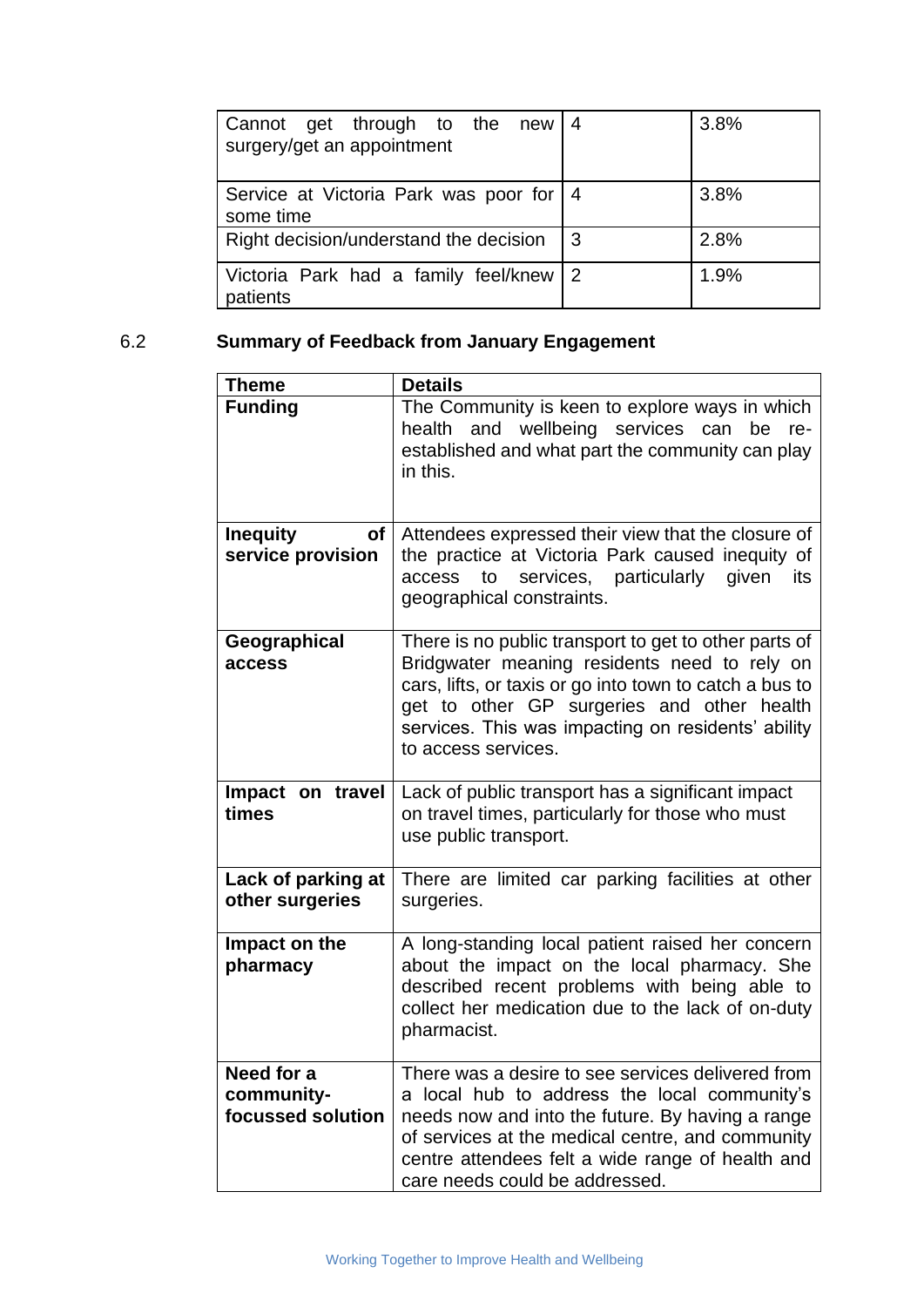| | | |
|---|---|---|
| Cannot get through to the new surgery/get an appointment | 4 | 3.8% |
| Service at Victoria Park was poor for some time | 4 | 3.8% |
| Right decision/understand the decision | 3 | 2.8% |
| Victoria Park had a family feel/knew patients | 2 | 1.9% |

## 6.2 Summary of Feedback from January Engagement

| Theme | Details |
|---|---|
| **Funding** | The Community is keen to explore ways in which health and wellbeing services can be re-established and what part the community can play in this. |
| **Inequity of service provision** | Attendees expressed their view that the closure of the practice at Victoria Park caused inequity of access to services, particularly given its geographical constraints. |
| **Geographical access** | There is no public transport to get to other parts of Bridgwater meaning residents need to rely on cars, lifts, or taxis or go into town to catch a bus to get to other GP surgeries and other health services. This was impacting on residents' ability to access services. |
| **Impact on travel times** | Lack of public transport has a significant impact on travel times, particularly for those who must use public transport. |
| **Lack of parking at other surgeries** | There are limited car parking facilities at other surgeries. |
| **Impact on the pharmacy** | A long-standing local patient raised her concern about the impact on the local pharmacy. She described recent problems with being able to collect her medication due to the lack of on-duty pharmacist. |
| **Need for a community-focussed solution** | There was a desire to see services delivered from a local hub to address the local community's needs now and into the future. By having a range of services at the medical centre, and community centre attendees felt a wide range of health and care needs could be addressed. |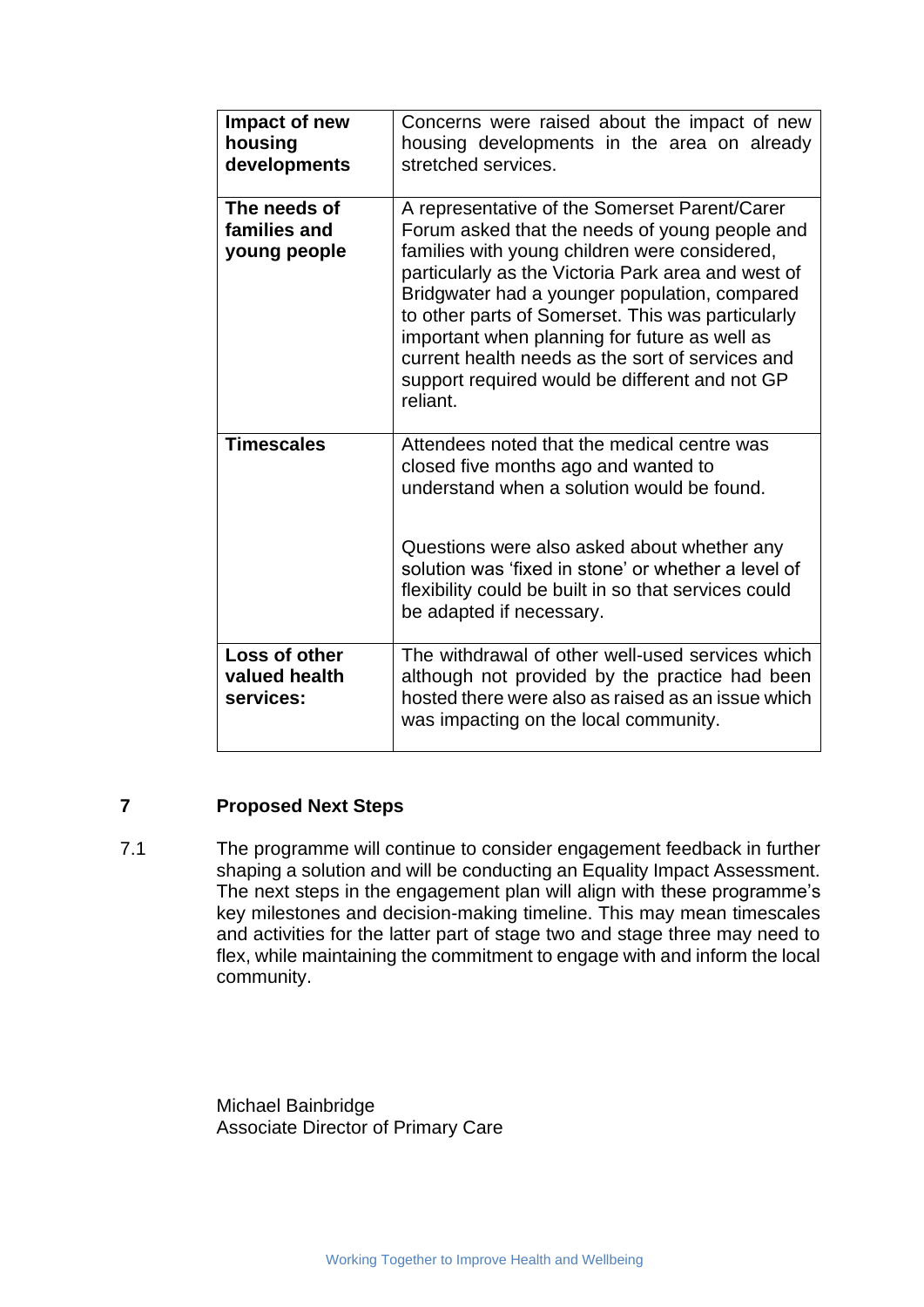| Impact of new housing developments | Concerns were raised about the impact of new housing developments in the area on already stretched services. |
| --- | --- |
| **The needs of families and young people** | A representative of the Somerset Parent/Carer Forum asked that the needs of young people and families with young children were considered, particularly as the Victoria Park area and west of Bridgwater had a younger population, compared to other parts of Somerset. This was particularly important when planning for future as well as current health needs as the sort of services and support required would be different and not GP reliant. |
| **Timescales** | Attendees noted that the medical centre was closed five months ago and wanted to understand when a solution would be found.<br><br>Questions were also asked about whether any solution was 'fixed in stone' or whether a level of flexibility could be built in so that services could be adapted if necessary. |
| **Loss of other valued health services:** | The withdrawal of other well-used services which although not provided by the practice had been hosted there were also as raised as an issue which was impacting on the local community. |

## 7 Proposed Next Steps

7.1 The programme will continue to consider engagement feedback in further shaping a solution and will be conducting an Equality Impact Assessment. The next steps in the engagement plan will align with these programme's key milestones and decision-making timeline. This may mean timescales and activities for the latter part of stage two and stage three may need to flex, while maintaining the commitment to engage with and inform the local community.

Michael Bainbridge
Associate Director of Primary Care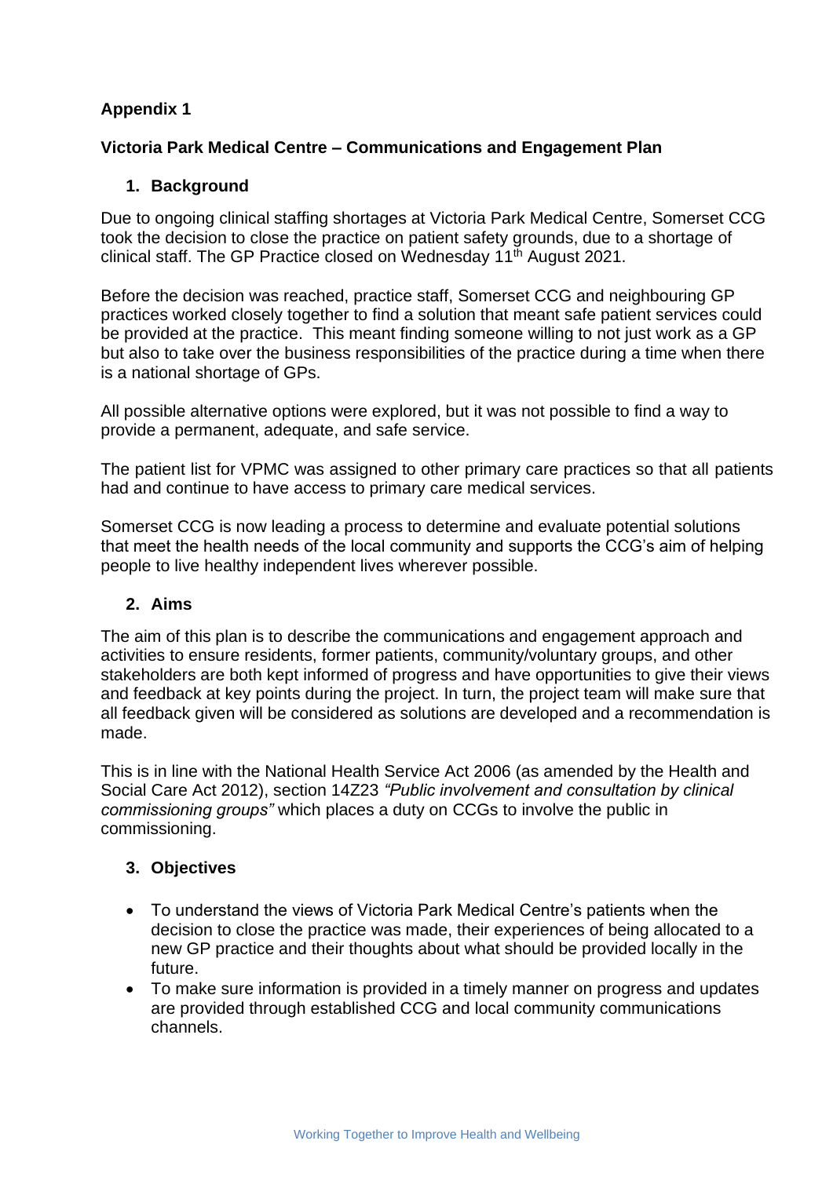**Appendix 1**

**Victoria Park Medical Centre – Communications and Engagement Plan**

## 1. Background

Due to ongoing clinical staffing shortages at Victoria Park Medical Centre, Somerset CCG took the decision to close the practice on patient safety grounds, due to a shortage of clinical staff. The GP Practice closed on Wednesday 11th August 2021.

Before the decision was reached, practice staff, Somerset CCG and neighbouring GP practices worked closely together to find a solution that meant safe patient services could be provided at the practice. This meant finding someone willing to not just work as a GP but also to take over the business responsibilities of the practice during a time when there is a national shortage of GPs.

All possible alternative options were explored, but it was not possible to find a way to provide a permanent, adequate, and safe service.

The patient list for VPMC was assigned to other primary care practices so that all patients had and continue to have access to primary care medical services.

Somerset CCG is now leading a process to determine and evaluate potential solutions that meet the health needs of the local community and supports the CCG's aim of helping people to live healthy independent lives wherever possible.

## 2. Aims

The aim of this plan is to describe the communications and engagement approach and activities to ensure residents, former patients, community/voluntary groups, and other stakeholders are both kept informed of progress and have opportunities to give their views and feedback at key points during the project. In turn, the project team will make sure that all feedback given will be considered as solutions are developed and a recommendation is made.

This is in line with the National Health Service Act 2006 (as amended by the Health and Social Care Act 2012), section 14Z23 *"Public involvement and consultation by clinical commissioning groups"* which places a duty on CCGs to involve the public in commissioning.

## 3. Objectives

- To understand the views of Victoria Park Medical Centre's patients when the decision to close the practice was made, their experiences of being allocated to a new GP practice and their thoughts about what should be provided locally in the future.
- To make sure information is provided in a timely manner on progress and updates are provided through established CCG and local community communications channels.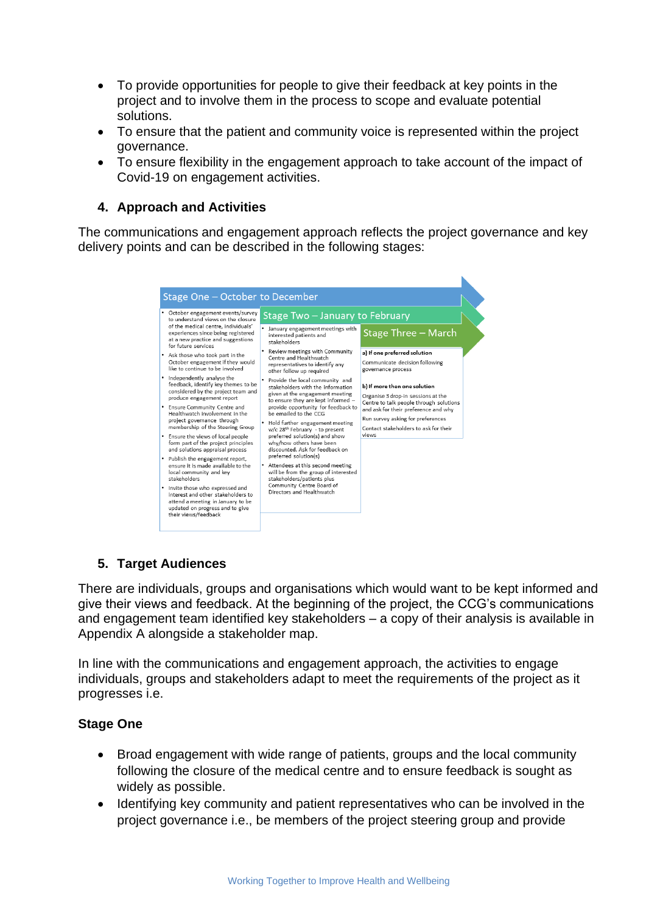- To provide opportunities for people to give their feedback at key points in the project and to involve them in the process to scope and evaluate potential solutions.
- To ensure that the patient and community voice is represented within the project governance.
- To ensure flexibility in the engagement approach to take account of the impact of Covid-19 on engagement activities.

## 4. Approach and Activities

The communications and engagement approach reflects the project governance and key delivery points and can be described in the following stages:

**Stage One – October to December**

- October engagement events/survey to understand views on the closure of the medical centre, individuals' experiences since being registered at a new practice and suggestions for future services
- Ask those who took part in the October engagement if they would like to continue to be involved
- Independently analyse the feedback, identify key themes to be considered by the project team and produce engagement report
- Ensure Community Centre and Healthwatch involvement in the project governance through membership of the Steering Group
- Ensure the views of local people form part of the project principles and solutions appraisal process
- Publish the engagement report, ensure it is made available to the local community and key stakeholders
- Invite those who expressed and interest and other stakeholders to attend a meeting in January to be updated on progress and to give their views/feedback

**Stage Two – January to February**

- January engagement meetings with interested patients and stakeholders
- Review meetings with Community Centre and Healthwatch representatives to identify any other follow up required
- Provide the local community and stakeholders with the information given at the engagement meeting to ensure they are kept informed – provide opportunity for feedback to be emailed to the CCG
- Hold further engagement meeting w/c 28th February – to present preferred solution(s) and show why/how others have been discounted. Ask for feedback on preferred solution(s)
- Attendees at this second meeting will be from the group of interested stakeholders/patients plus Community Centre Board of Directors and Healthwatch

**Stage Three – March**

**a) If one preferred solution**

Communicate decision following governance process

**b) If more then one solution**

Organise 3 drop-in sessions at the Centre to talk people through solutions and ask for their preference and why

Run survey asking for preferences

Contact stakeholders to ask for their views

## 5. Target Audiences

There are individuals, groups and organisations which would want to be kept informed and give their views and feedback. At the beginning of the project, the CCG's communications and engagement team identified key stakeholders – a copy of their analysis is available in Appendix A alongside a stakeholder map.

In line with the communications and engagement approach, the activities to engage individuals, groups and stakeholders adapt to meet the requirements of the project as it progresses i.e.

### Stage One

- Broad engagement with wide range of patients, groups and the local community following the closure of the medical centre and to ensure feedback is sought as widely as possible.
- Identifying key community and patient representatives who can be involved in the project governance i.e., be members of the project steering group and provide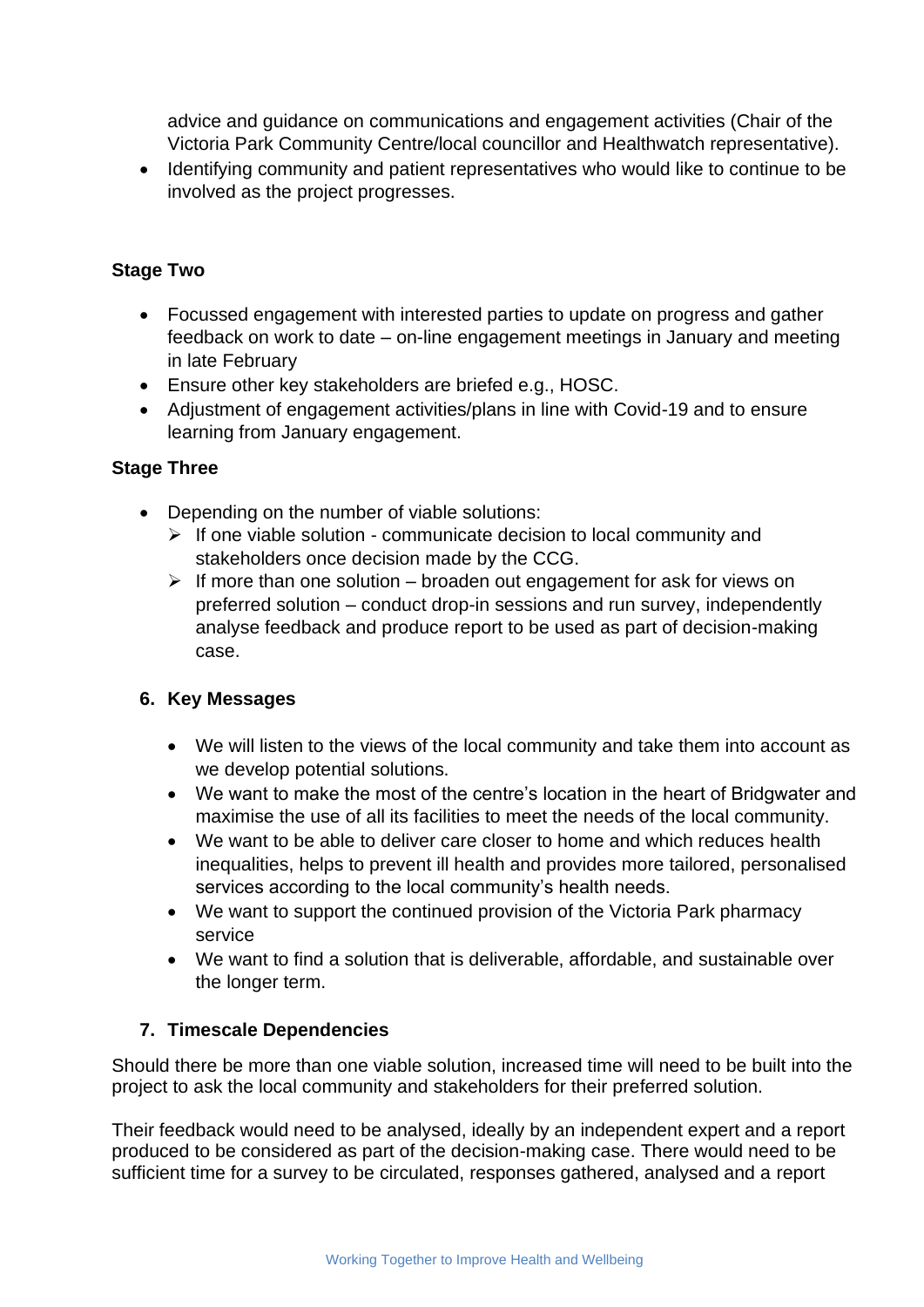advice and guidance on communications and engagement activities (Chair of the Victoria Park Community Centre/local councillor and Healthwatch representative).

- Identifying community and patient representatives who would like to continue to be involved as the project progresses.

**Stage Two**

- Focussed engagement with interested parties to update on progress and gather feedback on work to date – on-line engagement meetings in January and meeting in late February
- Ensure other key stakeholders are briefed e.g., HOSC.
- Adjustment of engagement activities/plans in line with Covid-19 and to ensure learning from January engagement.

**Stage Three**

- Depending on the number of viable solutions:
  - If one viable solution - communicate decision to local community and stakeholders once decision made by the CCG.
  - If more than one solution – broaden out engagement for ask for views on preferred solution – conduct drop-in sessions and run survey, independently analyse feedback and produce report to be used as part of decision-making case.

## 6. Key Messages

- We will listen to the views of the local community and take them into account as we develop potential solutions.
- We want to make the most of the centre's location in the heart of Bridgwater and maximise the use of all its facilities to meet the needs of the local community.
- We want to be able to deliver care closer to home and which reduces health inequalities, helps to prevent ill health and provides more tailored, personalised services according to the local community's health needs.
- We want to support the continued provision of the Victoria Park pharmacy service
- We want to find a solution that is deliverable, affordable, and sustainable over the longer term.

## 7. Timescale Dependencies

Should there be more than one viable solution, increased time will need to be built into the project to ask the local community and stakeholders for their preferred solution.

Their feedback would need to be analysed, ideally by an independent expert and a report produced to be considered as part of the decision-making case. There would need to be sufficient time for a survey to be circulated, responses gathered, analysed and a report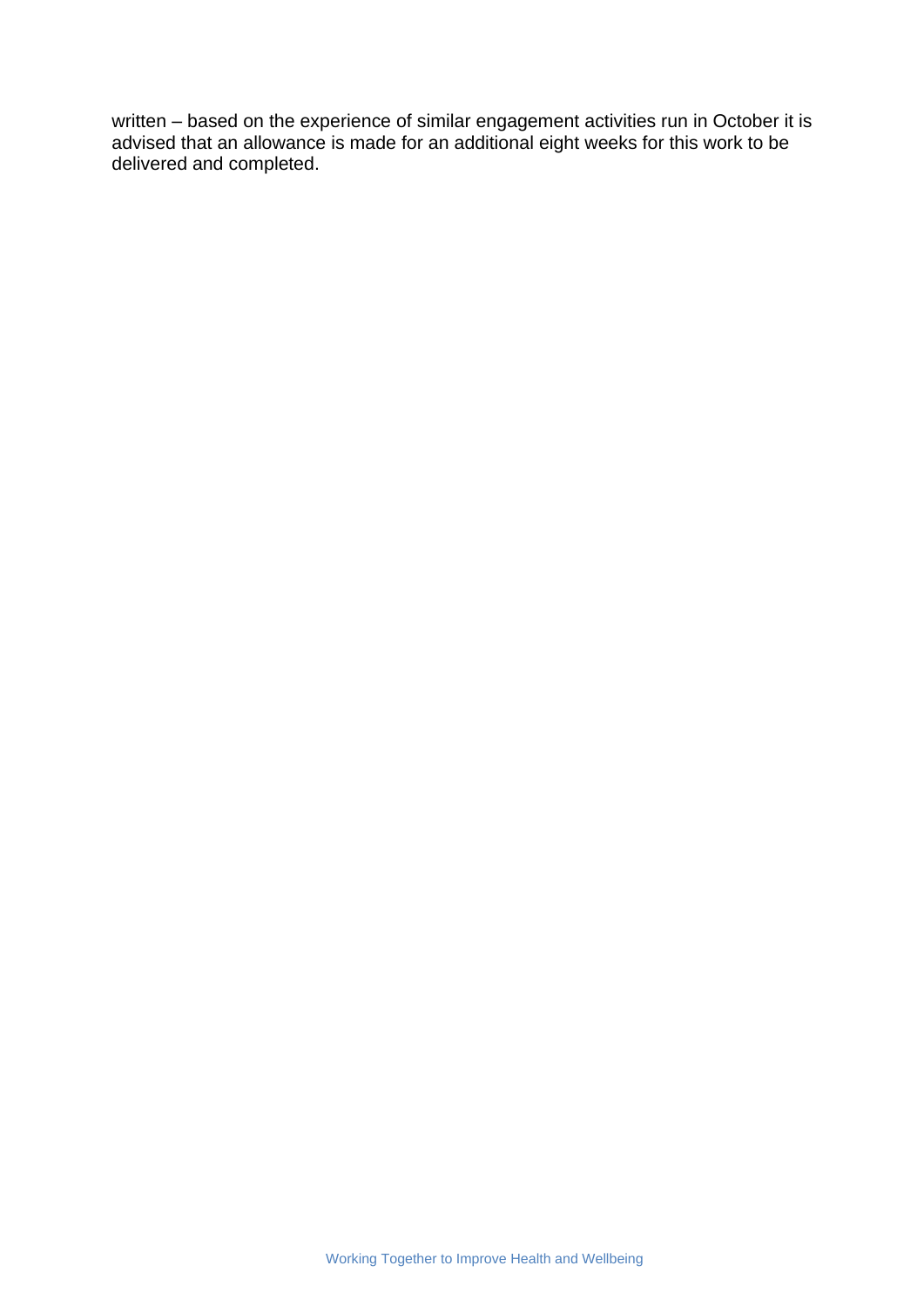written – based on the experience of similar engagement activities run in October it is advised that an allowance is made for an additional eight weeks for this work to be delivered and completed.